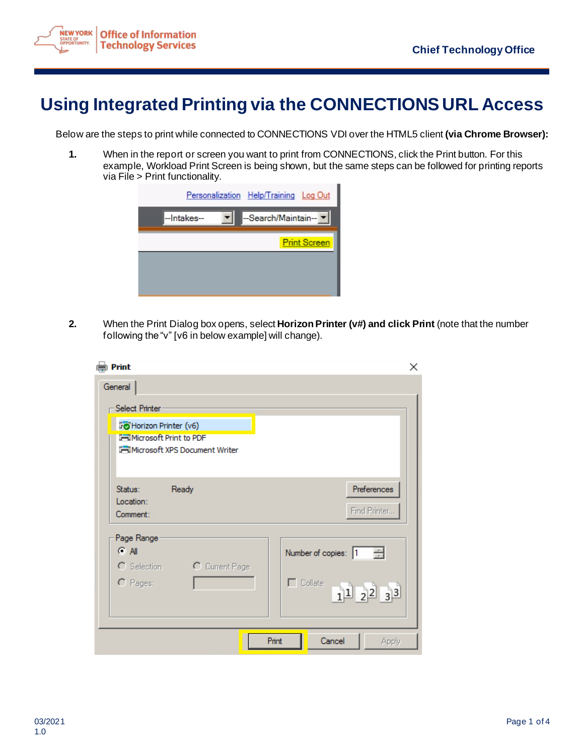# Using Integrated Printing via the CONNECTIONS URL Access

Below are the steps to print while connected to CONNECTIONS VDI over the HTML5 client **(via Chrome Browser):**

1. When in the report or screen you want to print from CONNECTIONS, click the Print button. For this example, Workload Print Screen is being shown, but the same steps can be followed for printing reports via File > Print functionality.

2. When the Print Dialog box opens, select **Horizon Printer (v#) and click Print** (note that the number following the "v" [v6 in below example] will change).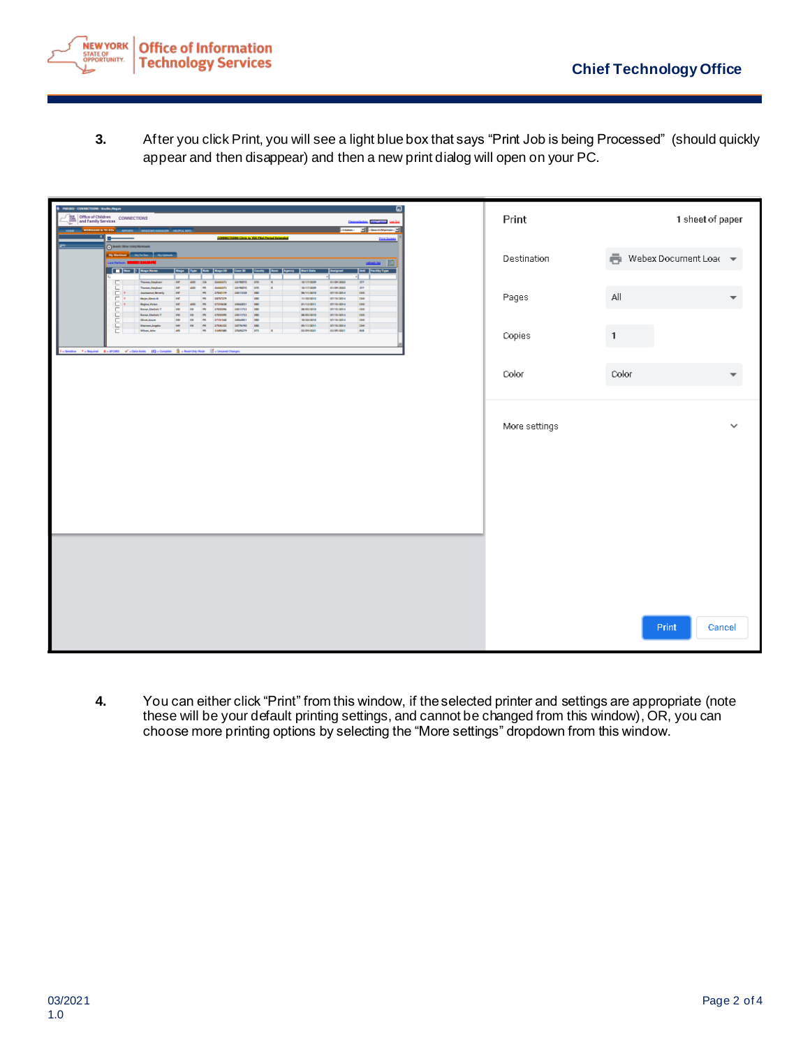3. After you click Print, you will see a light blue box that says "Print Job is being Processed" (should quickly appear and then disappear) and then a new print dialog will open on your PC.

4. You can either click "Print" from this window, if the selected printer and settings are appropriate (note these will be your default printing settings, and cannot be changed from this window), OR, you can choose more printing options by selecting the "More settings" dropdown from this window.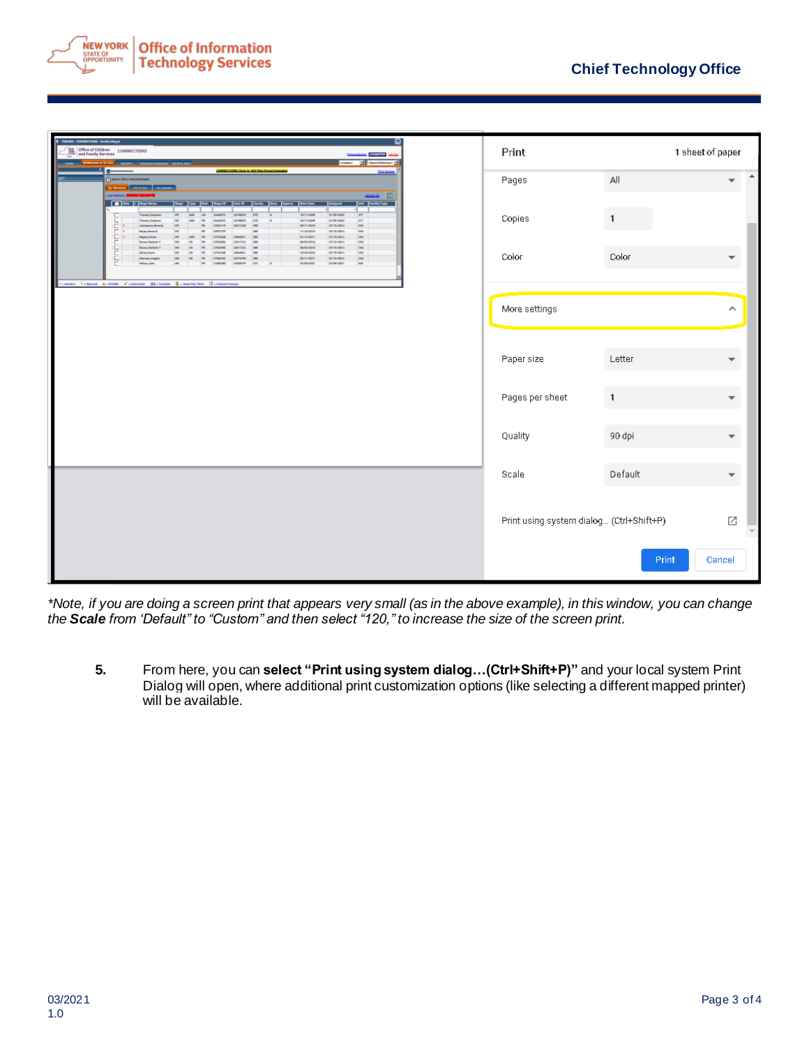*\*Note, if you are doing a screen print that appears very small (as in the above example), in this window, you can change the **Scale** from 'Default" to "Custom" and then select "120," to increase the size of the screen print.*

5. From here, you can **select "Print using system dialog…(Ctrl+Shift+P)"** and your local system Print Dialog will open, where additional print customization options (like selecting a different mapped printer) will be available.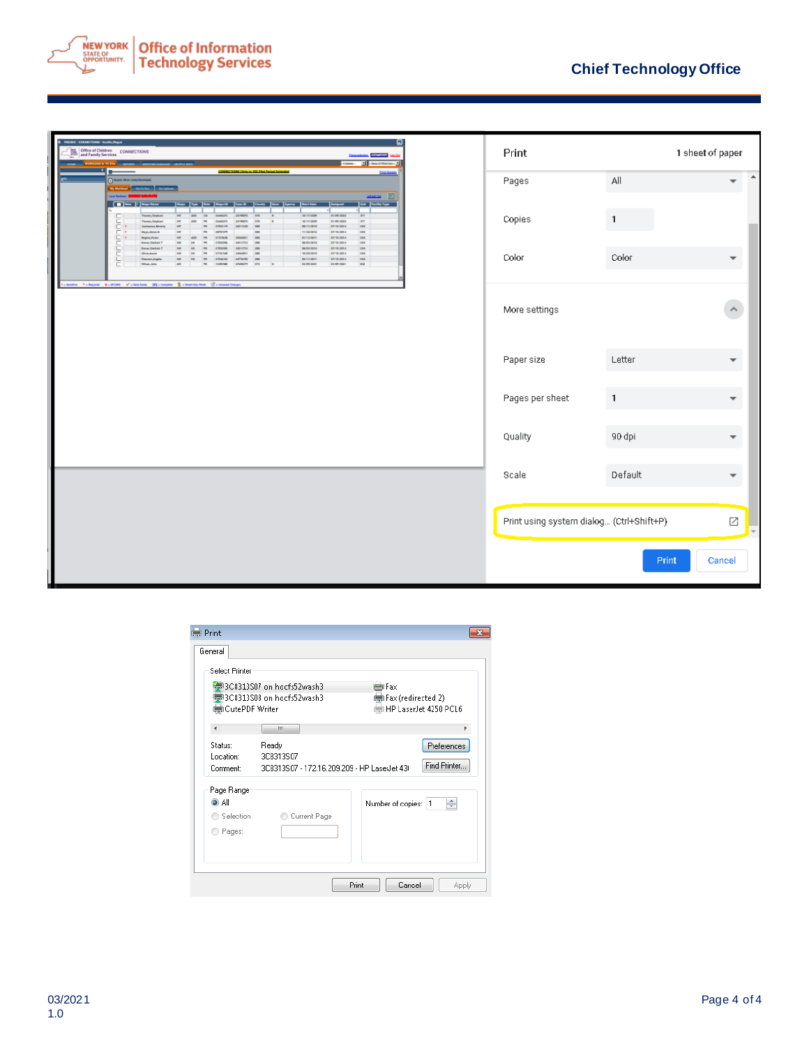Print 1 sheet of paper

Pages All

Copies 1

Color Color

More settings

Paper size Letter

Pages per sheet 1

Quality 90 dpi

Scale Default

Print using system dialog... (Ctrl+Shift+P)

Print Cancel

Print

General

Select Printer

3C8313S07 on hocfs52wash3
3C8313S08 on hocfs52wash3
CutePDF Writer
Fax
Fax (redirected 2)
HP LaserJet 4250 PCL6

Status: Ready
Location: 3C8313S07
Comment: 3C8313S07 - 172.16.209.209 - HP LaserJet 43

Preferences

Find Printer...

Page Range

All

Selection

Current Page

Pages:

Number of copies: 1

Print Cancel Apply